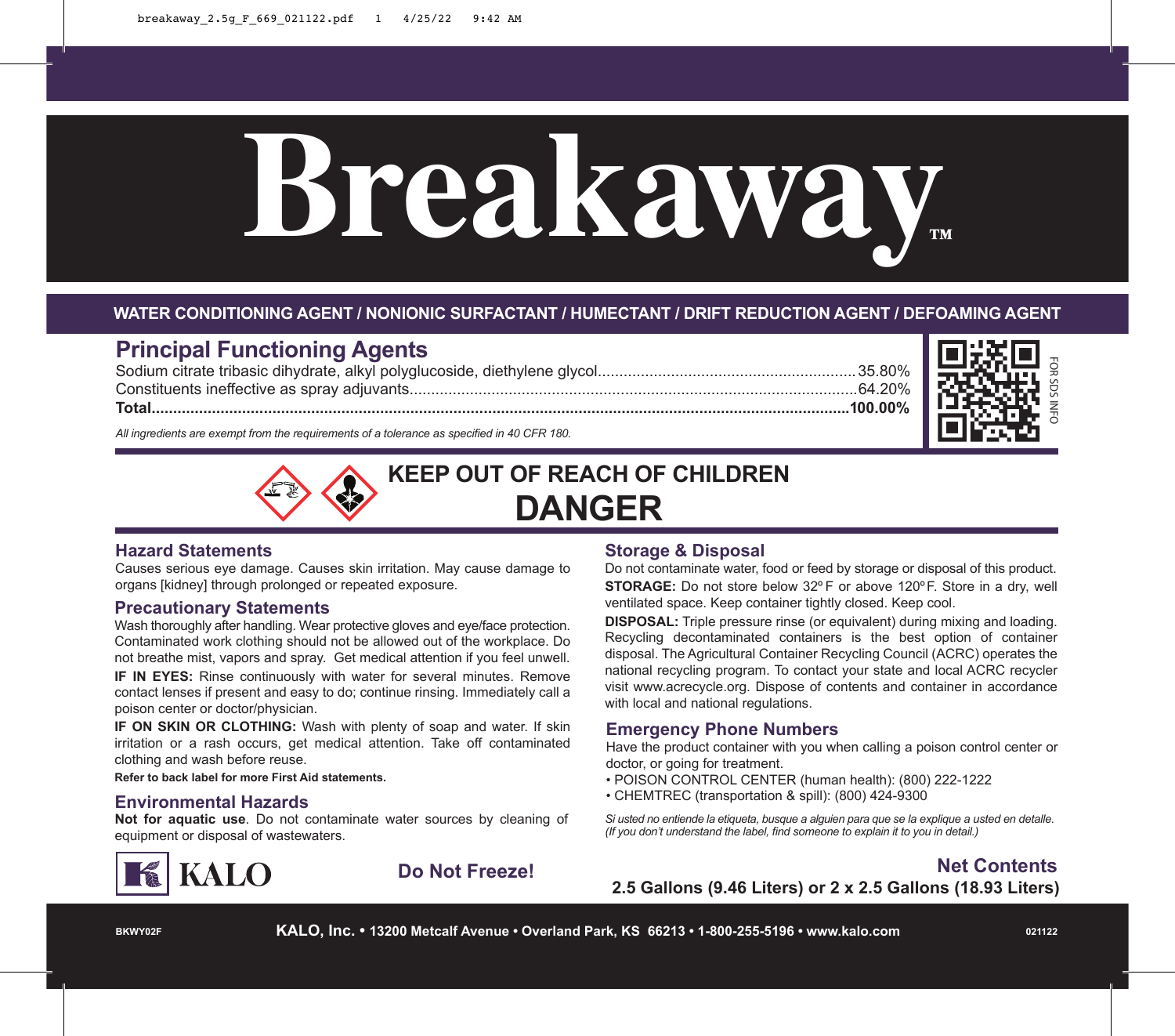# Breakaway™

**WATER CONDITIONING AGENT / NONIONIC SURFACTANT / HUMECTANT / DRIFT REDUCTION AGENT / DEFOAMING AGENT**

## Principal Functioning Agents

| | |
|---|---|
| Sodium citrate tribasic dihydrate, alkyl polyglucoside, diethylene glycol | 35.80% |
| Constituents ineffective as spray adjuvants | 64.20% |
| **Total** | **100.00%** |

*All ingredients are exempt from the requirements of a tolerance as specified in 40 CFR 180.*

FOR SDS INFO

## KEEP OUT OF REACH OF CHILDREN

# DANGER

### Hazard Statements

Causes serious eye damage. Causes skin irritation. May cause damage to organs [kidney] through prolonged or repeated exposure.

### Precautionary Statements

Wash thoroughly after handling. Wear protective gloves and eye/face protection. Contaminated work clothing should not be allowed out of the workplace. Do not breathe mist, vapors and spray. Get medical attention if you feel unwell.

**IF IN EYES:** Rinse continuously with water for several minutes. Remove contact lenses if present and easy to do; continue rinsing. Immediately call a poison center or doctor/physician.

**IF ON SKIN OR CLOTHING:** Wash with plenty of soap and water. If skin irritation or a rash occurs, get medical attention. Take off contaminated clothing and wash before reuse.

**Refer to back label for more First Aid statements.**

### Environmental Hazards

**Not for aquatic use**. Do not contaminate water sources by cleaning of equipment or disposal of wastewaters.

### Storage & Disposal

Do not contaminate water, food or feed by storage or disposal of this product.

**STORAGE:** Do not store below 32º F or above 120ºF. Store in a dry, well ventilated space. Keep container tightly closed. Keep cool.

**DISPOSAL:** Triple pressure rinse (or equivalent) during mixing and loading. Recycling decontaminated containers is the best option of container disposal. The Agricultural Container Recycling Council (ACRC) operates the national recycling program. To contact your state and local ACRC recycler visit www.acrecycle.org. Dispose of contents and container in accordance with local and national regulations.

### Emergency Phone Numbers

Have the product container with you when calling a poison control center or doctor, or going for treatment.

- POISON CONTROL CENTER (human health): (800) 222-1222
- CHEMTREC (transportation & spill): (800) 424-9300

*Si usted no entiende la etiqueta, busque a alguien para que se la explique a usted en detalle. (If you don't understand the label, find someone to explain it to you in detail.)*

KALO

**Do Not Freeze!**

**Net Contents**
**2.5 Gallons (9.46 Liters) or 2 x 2.5 Gallons (18.93 Liters)**

BKWY02F

**KALO, Inc. • 13200 Metcalf Avenue • Overland Park, KS 66213 • 1-800-255-5196 • www.kalo.com**

021122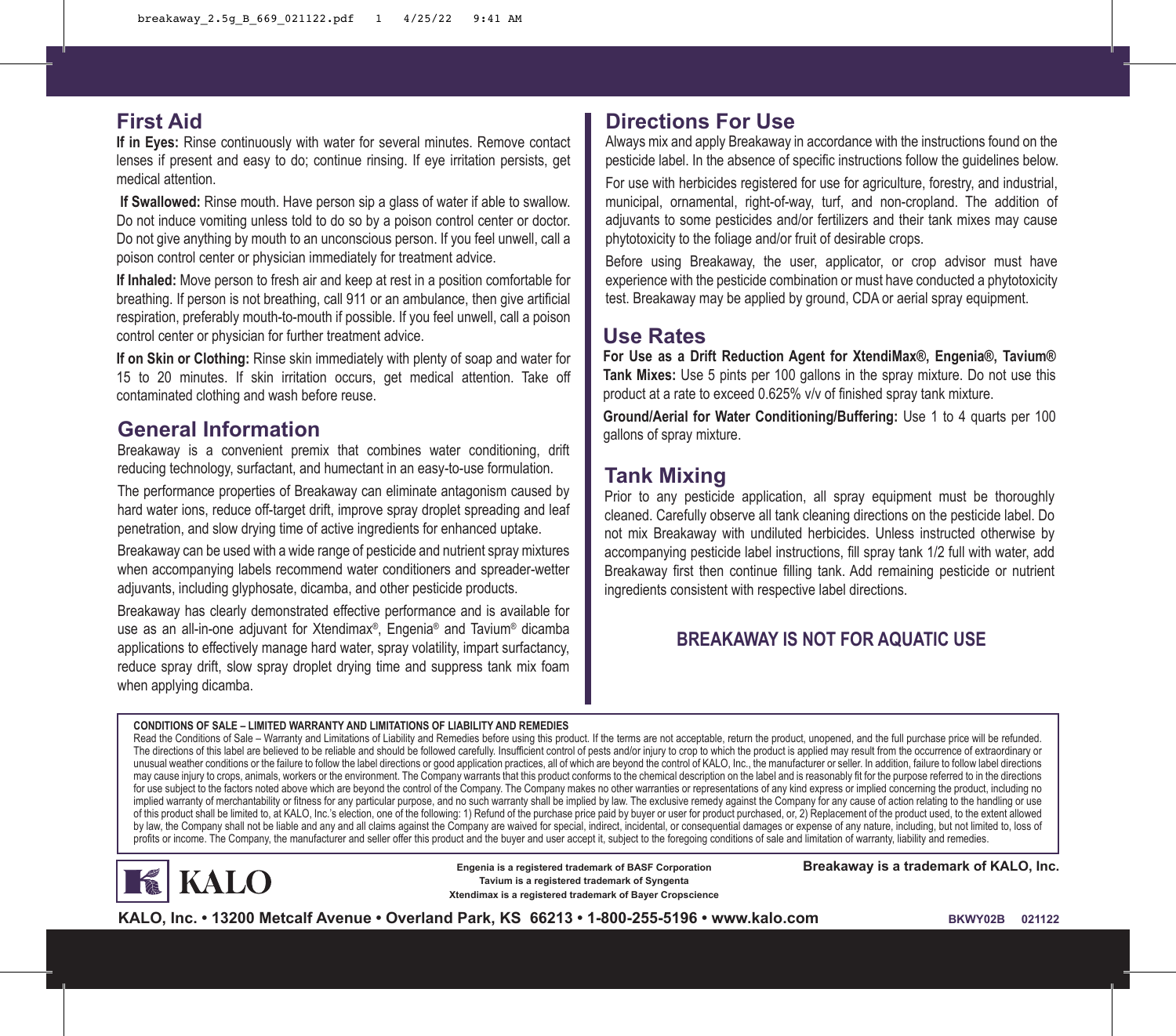## First Aid

**If in Eyes:** Rinse continuously with water for several minutes. Remove contact lenses if present and easy to do; continue rinsing. If eye irritation persists, get medical attention.

**If Swallowed:** Rinse mouth. Have person sip a glass of water if able to swallow. Do not induce vomiting unless told to do so by a poison control center or doctor. Do not give anything by mouth to an unconscious person. If you feel unwell, call a poison control center or physician immediately for treatment advice.

**If Inhaled:** Move person to fresh air and keep at rest in a position comfortable for breathing. If person is not breathing, call 911 or an ambulance, then give artificial respiration, preferably mouth-to-mouth if possible. If you feel unwell, call a poison control center or physician for further treatment advice.

**If on Skin or Clothing:** Rinse skin immediately with plenty of soap and water for 15 to 20 minutes. If skin irritation occurs, get medical attention. Take off contaminated clothing and wash before reuse.

## General Information

Breakaway is a convenient premix that combines water conditioning, drift reducing technology, surfactant, and humectant in an easy-to-use formulation.

The performance properties of Breakaway can eliminate antagonism caused by hard water ions, reduce off-target drift, improve spray droplet spreading and leaf penetration, and slow drying time of active ingredients for enhanced uptake.

Breakaway can be used with a wide range of pesticide and nutrient spray mixtures when accompanying labels recommend water conditioners and spreader-wetter adjuvants, including glyphosate, dicamba, and other pesticide products.

Breakaway has clearly demonstrated effective performance and is available for use as an all-in-one adjuvant for Xtendimax®, Engenia® and Tavium® dicamba applications to effectively manage hard water, spray volatility, impart surfactancy, reduce spray drift, slow spray droplet drying time and suppress tank mix foam when applying dicamba.

## Directions For Use

Always mix and apply Breakaway in accordance with the instructions found on the pesticide label. In the absence of specific instructions follow the guidelines below.

For use with herbicides registered for use for agriculture, forestry, and industrial, municipal, ornamental, right-of-way, turf, and non-cropland. The addition of adjuvants to some pesticides and/or fertilizers and their tank mixes may cause phytotoxicity to the foliage and/or fruit of desirable crops.

Before using Breakaway, the user, applicator, or crop advisor must have experience with the pesticide combination or must have conducted a phytotoxicity test. Breakaway may be applied by ground, CDA or aerial spray equipment.

## Use Rates

**For Use as a Drift Reduction Agent for XtendiMax®, Engenia®, Tavium® Tank Mixes:** Use 5 pints per 100 gallons in the spray mixture. Do not use this product at a rate to exceed 0.625% v/v of finished spray tank mixture.

**Ground/Aerial for Water Conditioning/Buffering:** Use 1 to 4 quarts per 100 gallons of spray mixture.

## Tank Mixing

Prior to any pesticide application, all spray equipment must be thoroughly cleaned. Carefully observe all tank cleaning directions on the pesticide label. Do not mix Breakaway with undiluted herbicides. Unless instructed otherwise by accompanying pesticide label instructions, fill spray tank 1/2 full with water, add Breakaway first then continue filling tank. Add remaining pesticide or nutrient ingredients consistent with respective label directions.

**BREAKAWAY IS NOT FOR AQUATIC USE**

**CONDITIONS OF SALE – LIMITED WARRANTY AND LIMITATIONS OF LIABILITY AND REMEDIES**

Read the Conditions of Sale – Warranty and Limitations of Liability and Remedies before using this product. If the terms are not acceptable, return the product, unopened, and the full purchase price will be refunded. The directions of this label are believed to be reliable and should be followed carefully. Insufficient control of pests and/or injury to crop to which the product is applied may result from the occurrence of extraordinary or unusual weather conditions or the failure to follow the label directions or good application practices, all of which are beyond the control of KALO, Inc., the manufacturer or seller. In addition, failure to follow label directions may cause injury to crops, animals, workers or the environment. The Company warrants that this product conforms to the chemical description on the label and is reasonably fit for the purpose referred to in the directions for use subject to the factors noted above which are beyond the control of the Company. The Company makes no other warranties or representations of any kind express or implied concerning the product, including no implied warranty of merchantability or fitness for any particular purpose, and no such warranty shall be implied by law. The exclusive remedy against the Company for any cause of action relating to the handling or use of this product shall be limited to, at KALO, Inc.'s election, one of the following: 1) Refund of the purchase price paid by buyer or user for product purchased, or, 2) Replacement of the product used, to the extent allowed by law, the Company shall not be liable and any and all claims against the Company are waived for special, indirect, incidental, or consequential damages or expense of any nature, including, but not limited to, loss of profits or income. The Company, the manufacturer and seller offer this product and the buyer and user accept it, subject to the foregoing conditions of sale and limitation of warranty, liability and remedies.

KALO

**Engenia is a registered trademark of BASF Corporation**
**Tavium is a registered trademark of Syngenta**
**Xtendimax is a registered trademark of Bayer Cropscience**

**Breakaway is a trademark of KALO, Inc.**

**KALO, Inc. • 13200 Metcalf Avenue • Overland Park, KS 66213 • 1-800-255-5196 • www.kalo.com**

**BKWY02B 021122**